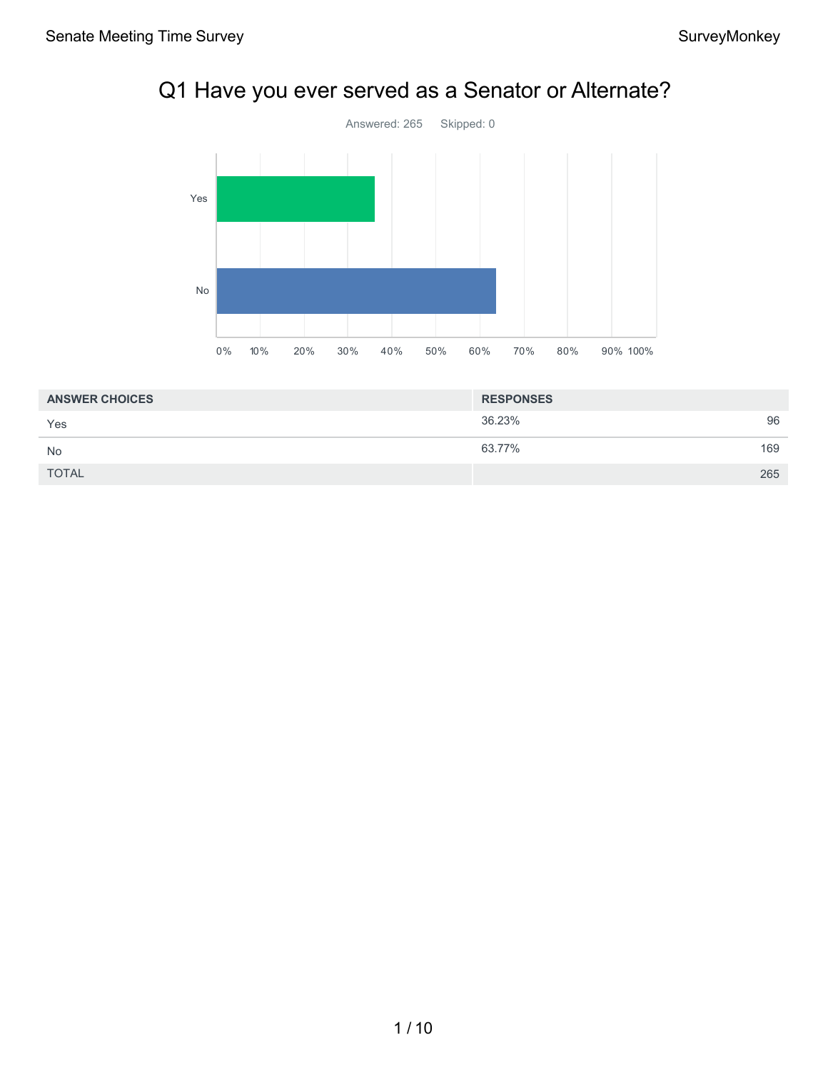# Q1 Have you ever served as a Senator or Alternate?

Answered: 265 Skipped: 0

| ANSWER CHOICES | RESPONSES | |
|---|---|---|
| Yes | 36.23% | 96 |
| No | 63.77% | 169 |
| TOTAL | | 265 |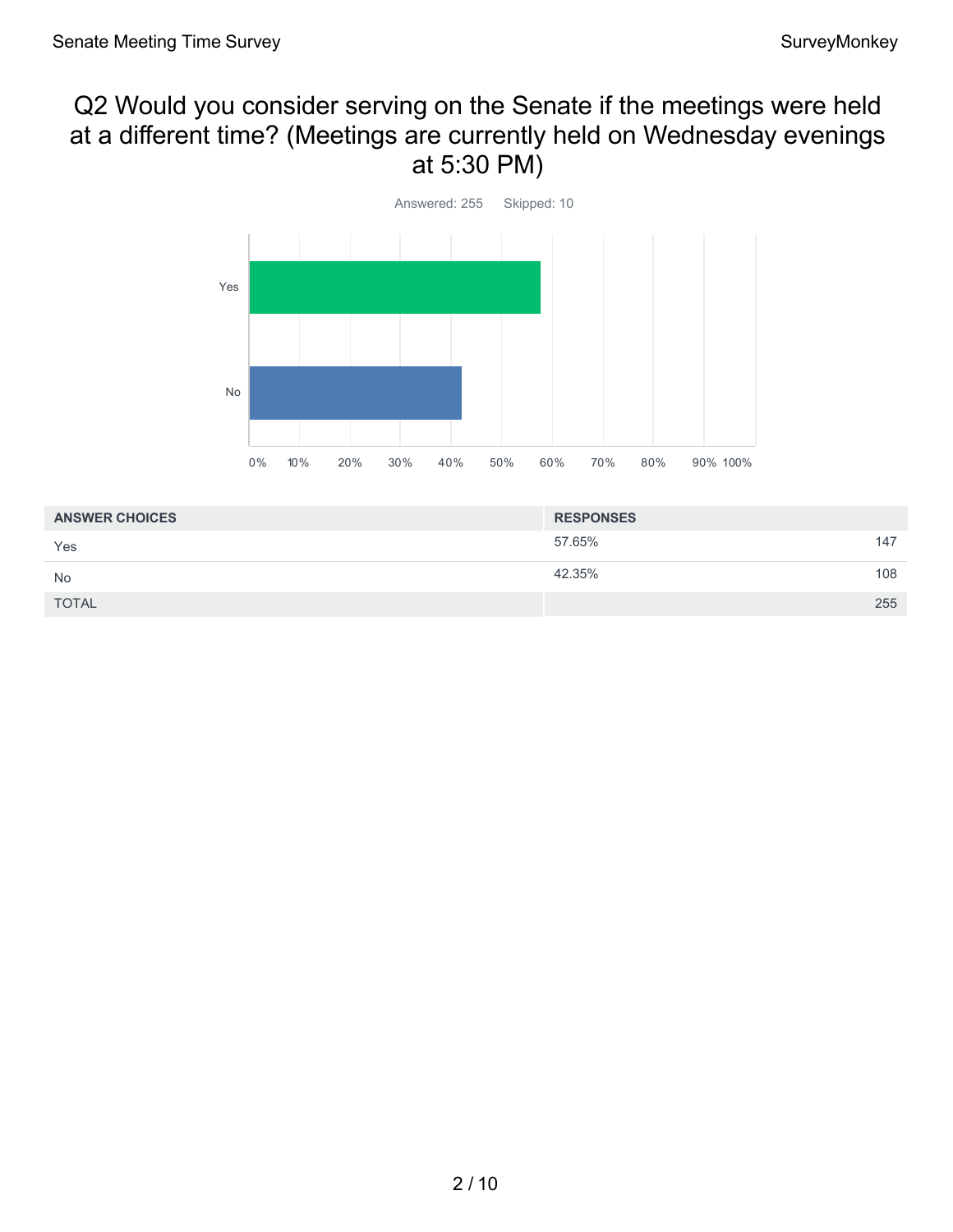## Q2 Would you consider serving on the Senate if the meetings were held at a different time? (Meetings are currently held on Wednesday evenings at 5:30 PM)

Answered: 255 Skipped: 10

| ANSWER CHOICES | RESPONSES | |
|---|---|---|
| Yes | 57.65% | 147 |
| No | 42.35% | 108 |
| TOTAL | | 255 |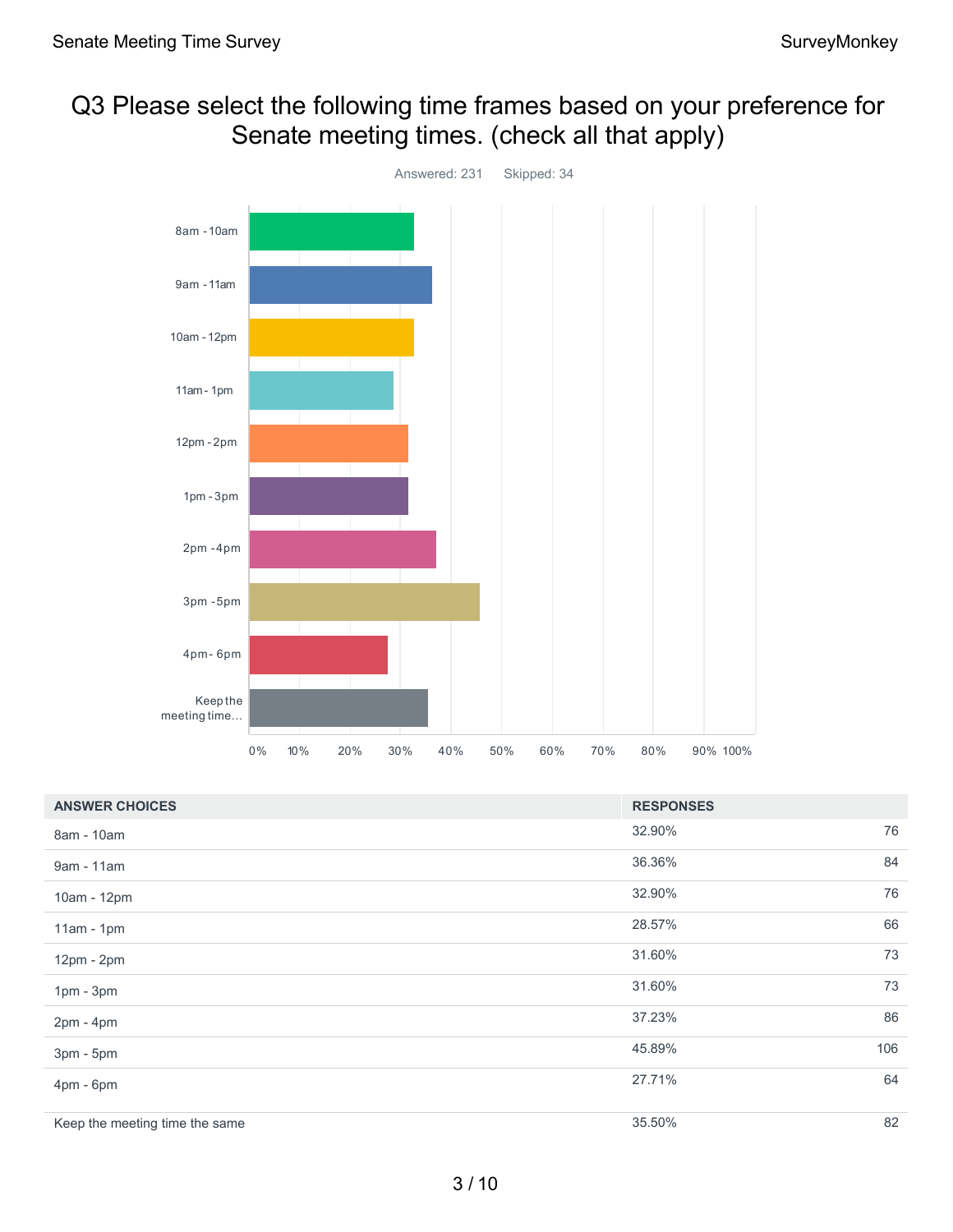# Q3 Please select the following time frames based on your preference for Senate meeting times. (check all that apply)

Answered: 231 Skipped: 34

| ANSWER CHOICES | RESPONSES | |
|---|---|---|
| 8am - 10am | 32.90% | 76 |
| 9am - 11am | 36.36% | 84 |
| 10am - 12pm | 32.90% | 76 |
| 11am - 1pm | 28.57% | 66 |
| 12pm - 2pm | 31.60% | 73 |
| 1pm - 3pm | 31.60% | 73 |
| 2pm - 4pm | 37.23% | 86 |
| 3pm - 5pm | 45.89% | 106 |
| 4pm - 6pm | 27.71% | 64 |
| Keep the meeting time the same | 35.50% | 82 |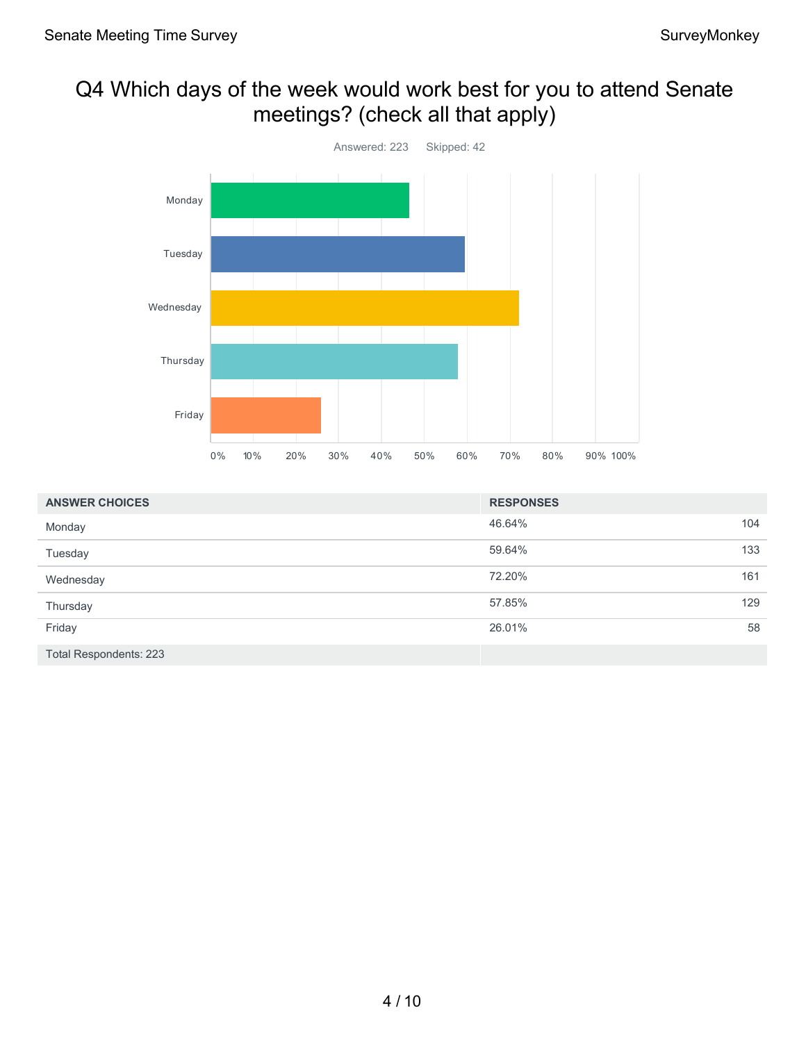# Q4 Which days of the week would work best for you to attend Senate meetings? (check all that apply)

Answered: 223 Skipped: 42

| ANSWER CHOICES | RESPONSES | |
|---|---|---|
| Monday | 46.64% | 104 |
| Tuesday | 59.64% | 133 |
| Wednesday | 72.20% | 161 |
| Thursday | 57.85% | 129 |
| Friday | 26.01% | 58 |
| Total Respondents: 223 | | |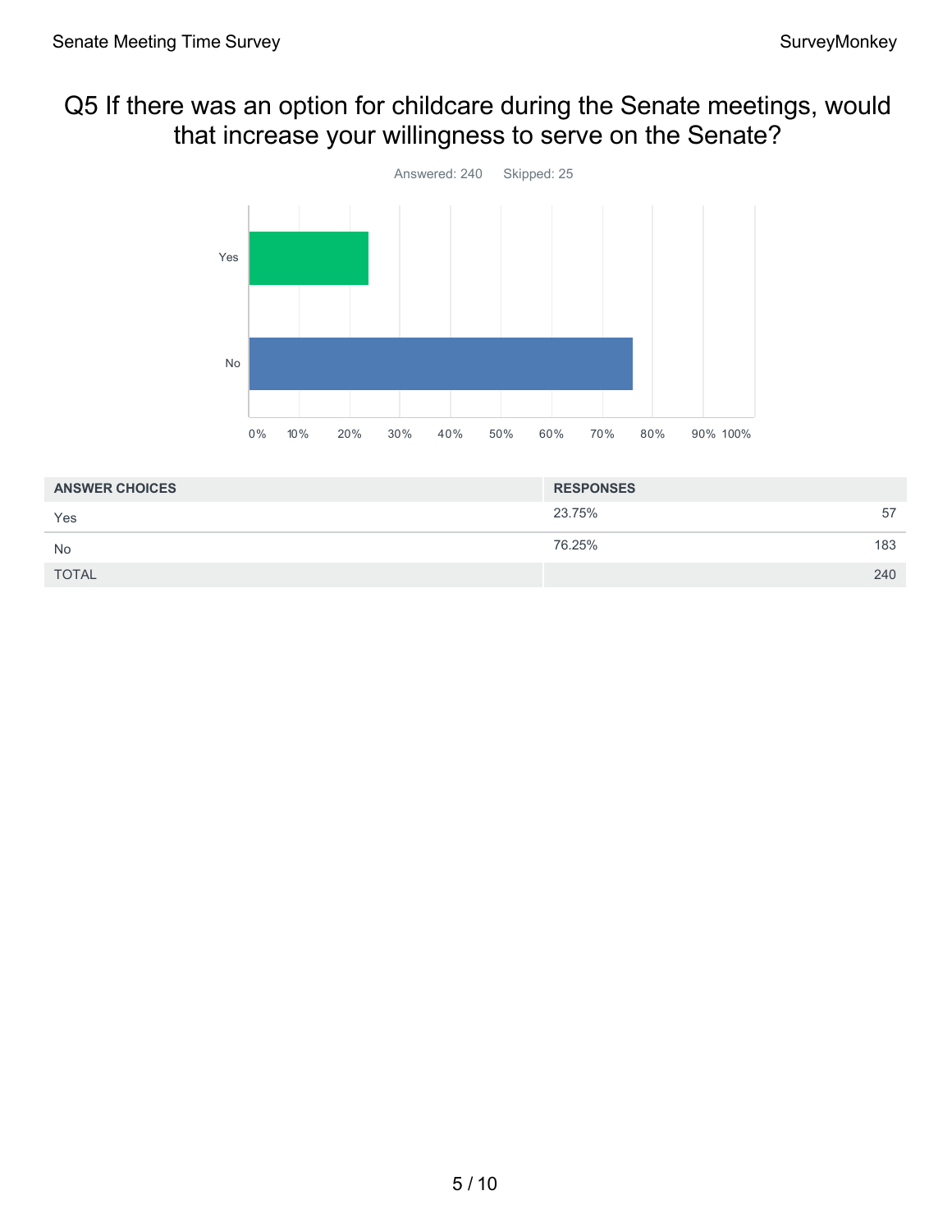# Q5 If there was an option for childcare during the Senate meetings, would that increase your willingness to serve on the Senate?

Answered: 240 Skipped: 25

Yes

No

0% 10% 20% 30% 40% 50% 60% 70% 80% 90% 100%

| ANSWER CHOICES | RESPONSES | |
|---|---|---|
| Yes | 23.75% | 57 |
| No | 76.25% | 183 |
| TOTAL | | 240 |